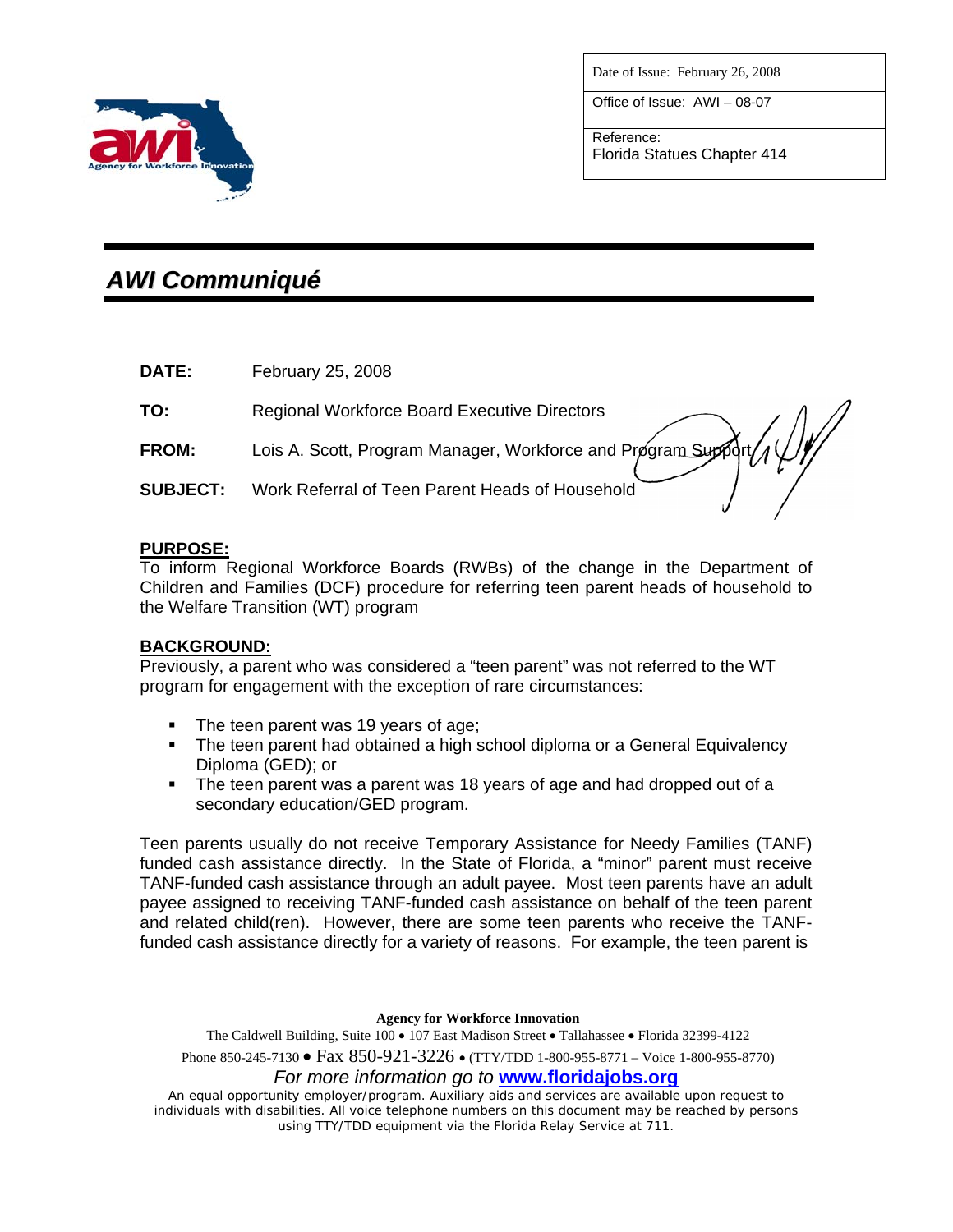| Date of Issue: February 26, 2008 |
| --- |
| Office of Issue: AWI – 08-07 |
| Reference: Florida Statues Chapter 414 |

# *AWI Communiqué*

**DATE:** February 25, 2008

**TO:** Regional Workforce Board Executive Directors

**FROM:** Lois A. Scott, Program Manager, Workforce and Program Support

**SUBJECT:** Work Referral of Teen Parent Heads of Household

## PURPOSE:

To inform Regional Workforce Boards (RWBs) of the change in the Department of Children and Families (DCF) procedure for referring teen parent heads of household to the Welfare Transition (WT) program

## BACKGROUND:

Previously, a parent who was considered a "teen parent" was not referred to the WT program for engagement with the exception of rare circumstances:

- The teen parent was 19 years of age;
- The teen parent had obtained a high school diploma or a General Equivalency Diploma (GED); or
- The teen parent was a parent was 18 years of age and had dropped out of a secondary education/GED program.

Teen parents usually do not receive Temporary Assistance for Needy Families (TANF) funded cash assistance directly. In the State of Florida, a "minor" parent must receive TANF-funded cash assistance through an adult payee. Most teen parents have an adult payee assigned to receiving TANF-funded cash assistance on behalf of the teen parent and related child(ren). However, there are some teen parents who receive the TANF-funded cash assistance directly for a variety of reasons. For example, the teen parent is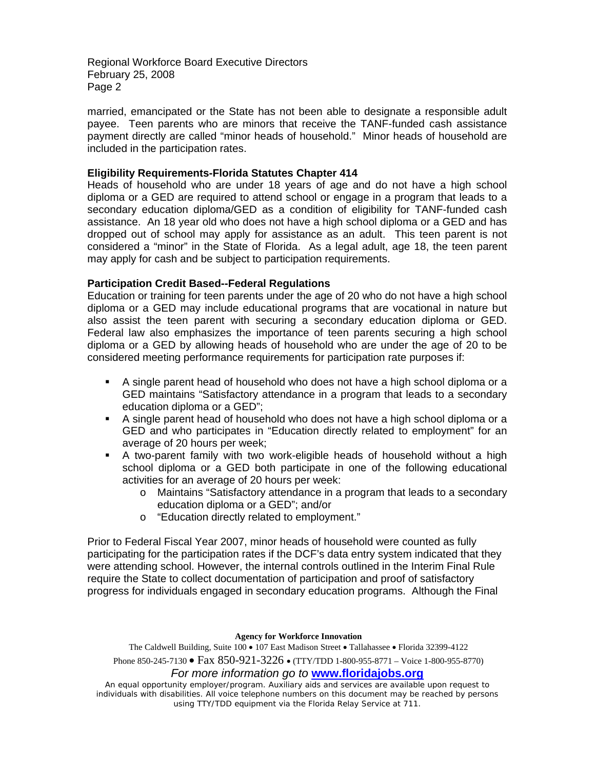married, emancipated or the State has not been able to designate a responsible adult payee. Teen parents who are minors that receive the TANF-funded cash assistance payment directly are called "minor heads of household." Minor heads of household are included in the participation rates.

**Eligibility Requirements-Florida Statutes Chapter 414**

Heads of household who are under 18 years of age and do not have a high school diploma or a GED are required to attend school or engage in a program that leads to a secondary education diploma/GED as a condition of eligibility for TANF-funded cash assistance. An 18 year old who does not have a high school diploma or a GED and has dropped out of school may apply for assistance as an adult. This teen parent is not considered a "minor" in the State of Florida. As a legal adult, age 18, the teen parent may apply for cash and be subject to participation requirements.

**Participation Credit Based--Federal Regulations**

Education or training for teen parents under the age of 20 who do not have a high school diploma or a GED may include educational programs that are vocational in nature but also assist the teen parent with securing a secondary education diploma or GED. Federal law also emphasizes the importance of teen parents securing a high school diploma or a GED by allowing heads of household who are under the age of 20 to be considered meeting performance requirements for participation rate purposes if:

- A single parent head of household who does not have a high school diploma or a GED maintains "Satisfactory attendance in a program that leads to a secondary education diploma or a GED";
- A single parent head of household who does not have a high school diploma or a GED and who participates in "Education directly related to employment" for an average of 20 hours per week;
- A two-parent family with two work-eligible heads of household without a high school diploma or a GED both participate in one of the following educational activities for an average of 20 hours per week:
  - Maintains "Satisfactory attendance in a program that leads to a secondary education diploma or a GED"; and/or
  - "Education directly related to employment."

Prior to Federal Fiscal Year 2007, minor heads of household were counted as fully participating for the participation rates if the DCF's data entry system indicated that they were attending school. However, the internal controls outlined in the Interim Final Rule require the State to collect documentation of participation and proof of satisfactory progress for individuals engaged in secondary education programs. Although the Final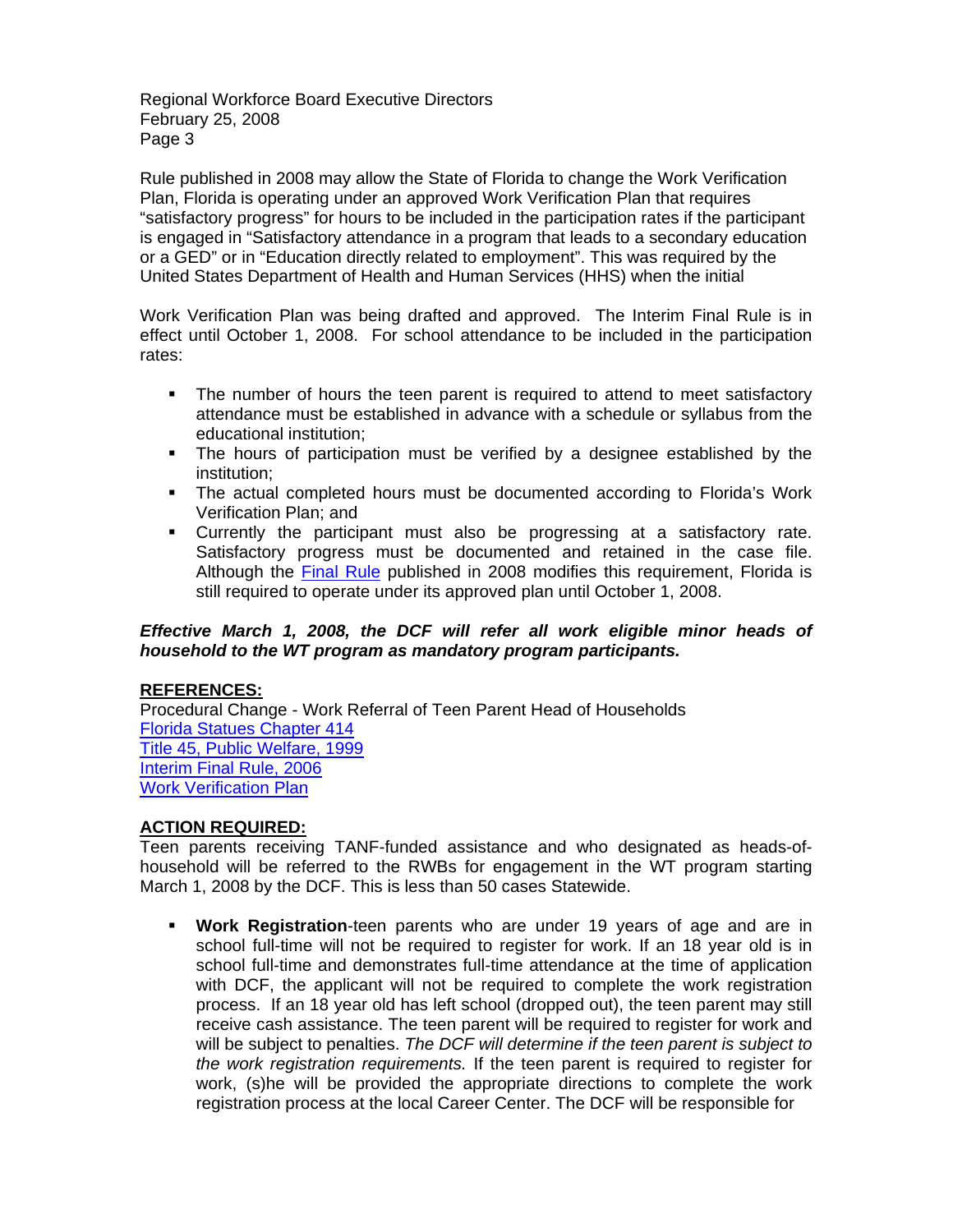Rule published in 2008 may allow the State of Florida to change the Work Verification Plan, Florida is operating under an approved Work Verification Plan that requires "satisfactory progress" for hours to be included in the participation rates if the participant is engaged in "Satisfactory attendance in a program that leads to a secondary education or a GED" or in "Education directly related to employment". This was required by the United States Department of Health and Human Services (HHS) when the initial

Work Verification Plan was being drafted and approved. The Interim Final Rule is in effect until October 1, 2008. For school attendance to be included in the participation rates:

- The number of hours the teen parent is required to attend to meet satisfactory attendance must be established in advance with a schedule or syllabus from the educational institution;
- The hours of participation must be verified by a designee established by the institution;
- The actual completed hours must be documented according to Florida's Work Verification Plan; and
- Currently the participant must also be progressing at a satisfactory rate. Satisfactory progress must be documented and retained in the case file. Although the Final Rule published in 2008 modifies this requirement, Florida is still required to operate under its approved plan until October 1, 2008.

***Effective March 1, 2008, the DCF will refer all work eligible minor heads of household to the WT program as mandatory program participants.***

**REFERENCES:**

Procedural Change - Work Referral of Teen Parent Head of Households
Florida Statues Chapter 414
Title 45, Public Welfare, 1999
Interim Final Rule, 2006
Work Verification Plan

**ACTION REQUIRED:**

Teen parents receiving TANF-funded assistance and who designated as heads-of-household will be referred to the RWBs for engagement in the WT program starting March 1, 2008 by the DCF. This is less than 50 cases Statewide.

- **Work Registration**-teen parents who are under 19 years of age and are in school full-time will not be required to register for work. If an 18 year old is in school full-time and demonstrates full-time attendance at the time of application with DCF, the applicant will not be required to complete the work registration process. If an 18 year old has left school (dropped out), the teen parent may still receive cash assistance. The teen parent will be required to register for work and will be subject to penalties. *The DCF will determine if the teen parent is subject to the work registration requirements.* If the teen parent is required to register for work, (s)he will be provided the appropriate directions to complete the work registration process at the local Career Center. The DCF will be responsible for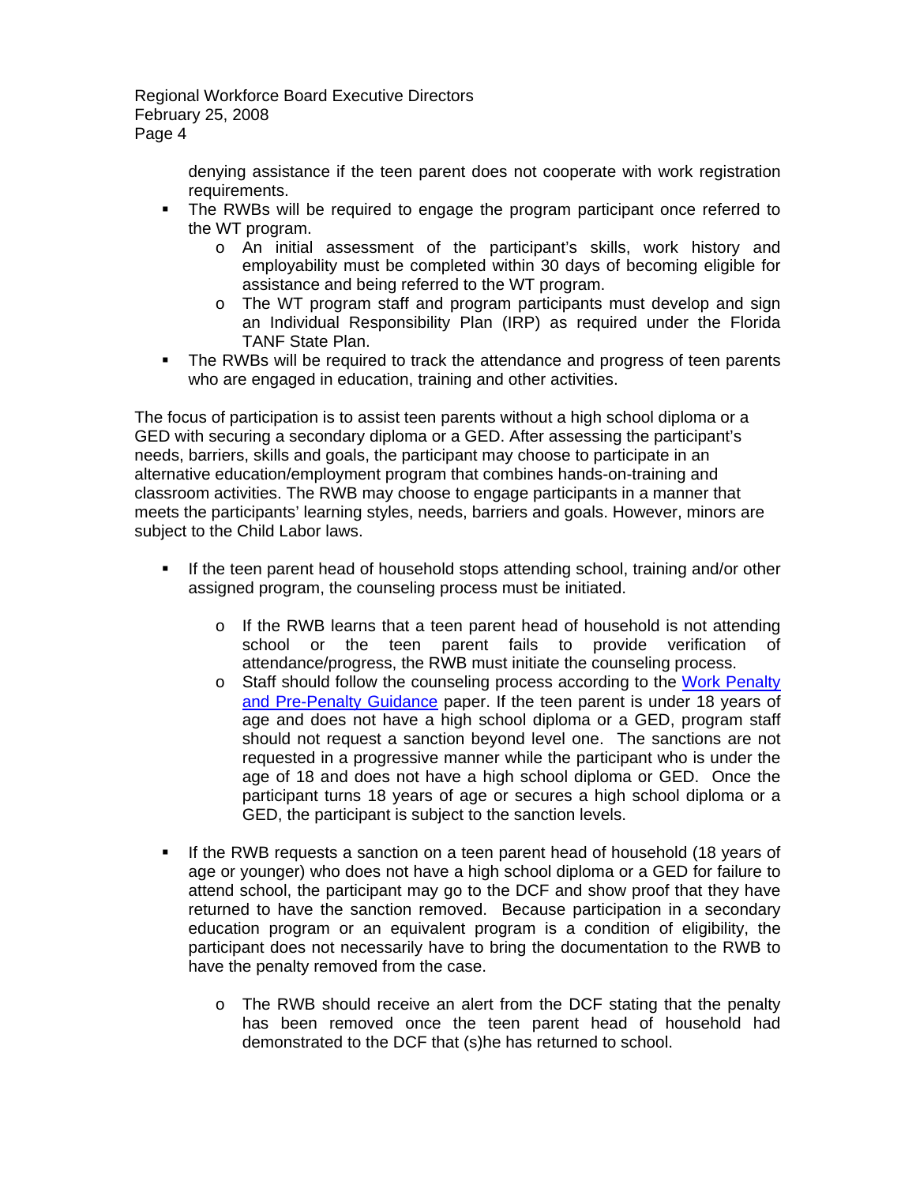denying assistance if the teen parent does not cooperate with work registration requirements.

- The RWBs will be required to engage the program participant once referred to the WT program.
  - An initial assessment of the participant's skills, work history and employability must be completed within 30 days of becoming eligible for assistance and being referred to the WT program.
  - The WT program staff and program participants must develop and sign an Individual Responsibility Plan (IRP) as required under the Florida TANF State Plan.
- The RWBs will be required to track the attendance and progress of teen parents who are engaged in education, training and other activities.

The focus of participation is to assist teen parents without a high school diploma or a GED with securing a secondary diploma or a GED. After assessing the participant's needs, barriers, skills and goals, the participant may choose to participate in an alternative education/employment program that combines hands-on-training and classroom activities. The RWB may choose to engage participants in a manner that meets the participants' learning styles, needs, barriers and goals. However, minors are subject to the Child Labor laws.

- If the teen parent head of household stops attending school, training and/or other assigned program, the counseling process must be initiated.
  - If the RWB learns that a teen parent head of household is not attending school or the teen parent fails to provide verification of attendance/progress, the RWB must initiate the counseling process.
  - Staff should follow the counseling process according to the Work Penalty and Pre-Penalty Guidance paper. If the teen parent is under 18 years of age and does not have a high school diploma or a GED, program staff should not request a sanction beyond level one. The sanctions are not requested in a progressive manner while the participant who is under the age of 18 and does not have a high school diploma or GED. Once the participant turns 18 years of age or secures a high school diploma or a GED, the participant is subject to the sanction levels.
- If the RWB requests a sanction on a teen parent head of household (18 years of age or younger) who does not have a high school diploma or a GED for failure to attend school, the participant may go to the DCF and show proof that they have returned to have the sanction removed. Because participation in a secondary education program or an equivalent program is a condition of eligibility, the participant does not necessarily have to bring the documentation to the RWB to have the penalty removed from the case.
  - The RWB should receive an alert from the DCF stating that the penalty has been removed once the teen parent head of household had demonstrated to the DCF that (s)he has returned to school.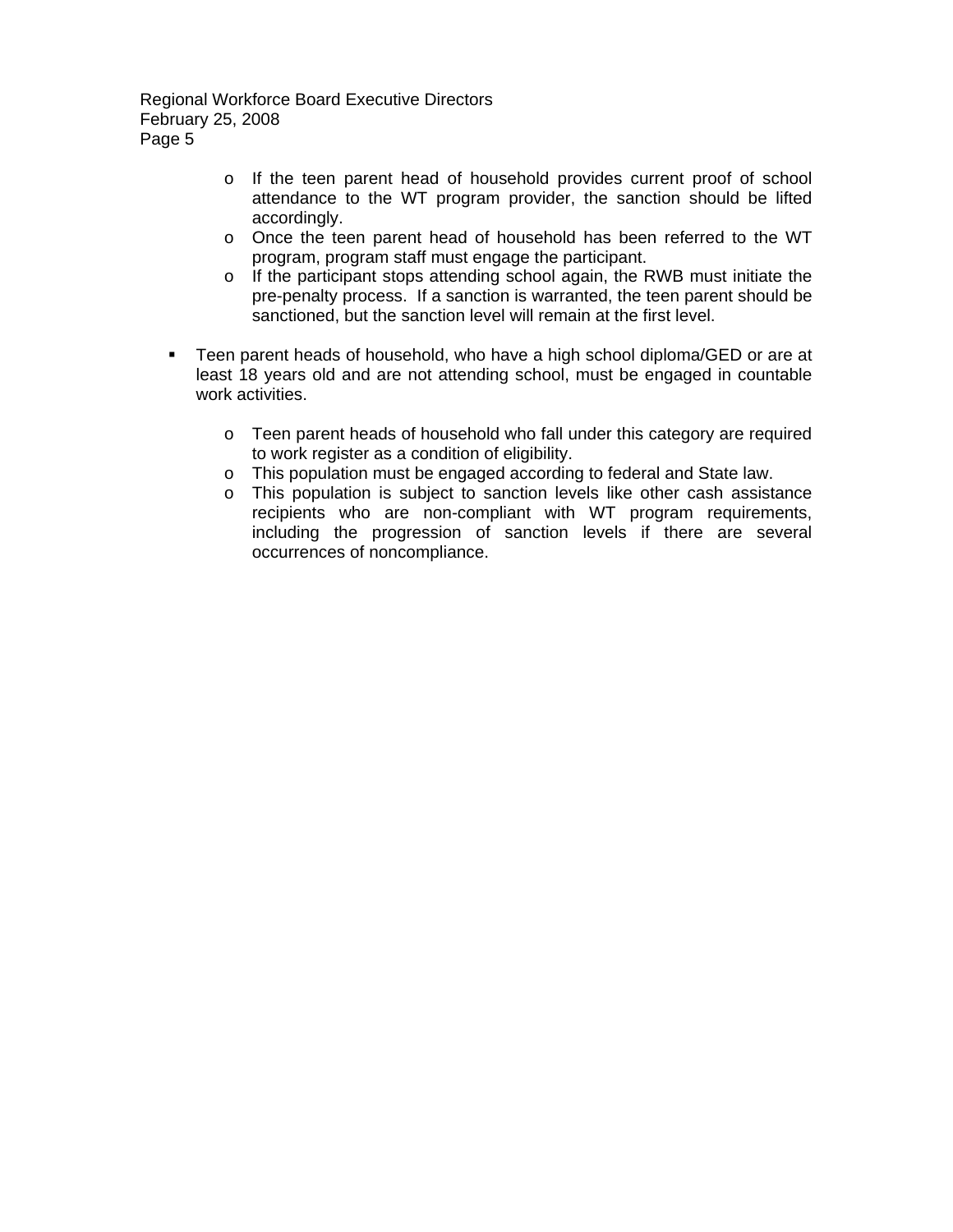- If the teen parent head of household provides current proof of school attendance to the WT program provider, the sanction should be lifted accordingly.
  - Once the teen parent head of household has been referred to the WT program, program staff must engage the participant.
  - If the participant stops attending school again, the RWB must initiate the pre-penalty process. If a sanction is warranted, the teen parent should be sanctioned, but the sanction level will remain at the first level.

- Teen parent heads of household, who have a high school diploma/GED or are at least 18 years old and are not attending school, must be engaged in countable work activities.

  - Teen parent heads of household who fall under this category are required to work register as a condition of eligibility.
  - This population must be engaged according to federal and State law.
  - This population is subject to sanction levels like other cash assistance recipients who are non-compliant with WT program requirements, including the progression of sanction levels if there are several occurrences of noncompliance.